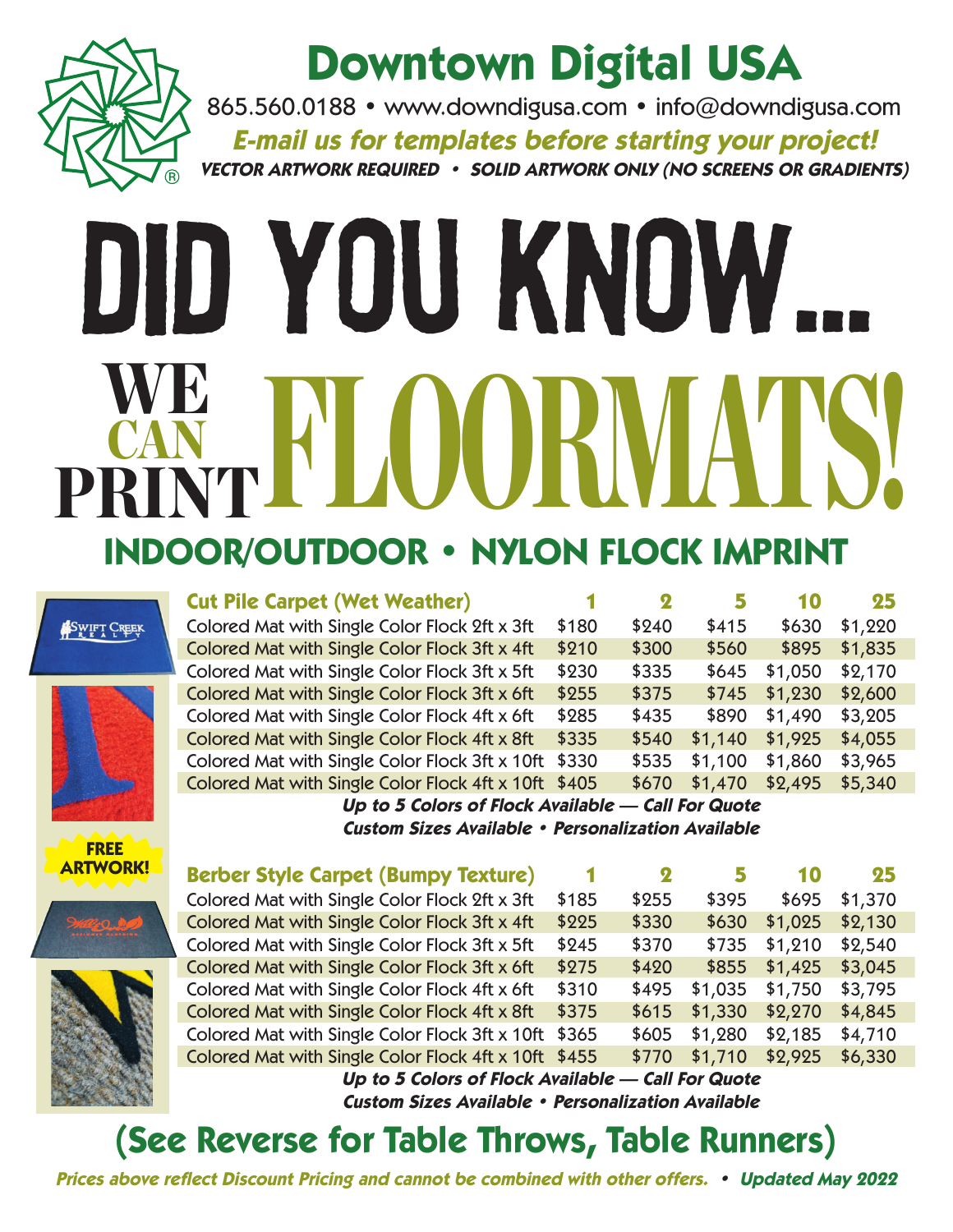# Downtown Digital USA

865.560.0188 • www.downdigusa.com • info@downdigusa.com

***E-mail us for templates before starting your project!***

***VECTOR ARTWORK REQUIRED • SOLID ARTWORK ONLY (NO SCREENS OR GRADIENTS)***

# DID YOU KNOW...

# WE CAN PRINT FLOORMATS!

## INDOOR/OUTDOOR • NYLON FLOCK IMPRINT

**FREE ARTWORK!**

| Cut Pile Carpet (Wet Weather) | 1 | 2 | 5 | 10 | 25 |
|---|---|---|---|---|---|
| Colored Mat with Single Color Flock 2ft x 3ft | $180 | $240 | $415 | $630 | $1,220 |
| Colored Mat with Single Color Flock 3ft x 4ft | $210 | $300 | $560 | $895 | $1,835 |
| Colored Mat with Single Color Flock 3ft x 5ft | $230 | $335 | $645 | $1,050 | $2,170 |
| Colored Mat with Single Color Flock 3ft x 6ft | $255 | $375 | $745 | $1,230 | $2,600 |
| Colored Mat with Single Color Flock 4ft x 6ft | $285 | $435 | $890 | $1,490 | $3,205 |
| Colored Mat with Single Color Flock 4ft x 8ft | $335 | $540 | $1,140 | $1,925 | $4,055 |
| Colored Mat with Single Color Flock 3ft x 10ft | $330 | $535 | $1,100 | $1,860 | $3,965 |
| Colored Mat with Single Color Flock 4ft x 10ft | $405 | $670 | $1,470 | $2,495 | $5,340 |

***Up to 5 Colors of Flock Available — Call For Quote***

***Custom Sizes Available • Personalization Available***

| Berber Style Carpet (Bumpy Texture) | 1 | 2 | 5 | 10 | 25 |
|---|---|---|---|---|---|
| Colored Mat with Single Color Flock 2ft x 3ft | $185 | $255 | $395 | $695 | $1,370 |
| Colored Mat with Single Color Flock 3ft x 4ft | $225 | $330 | $630 | $1,025 | $2,130 |
| Colored Mat with Single Color Flock 3ft x 5ft | $245 | $370 | $735 | $1,210 | $2,540 |
| Colored Mat with Single Color Flock 3ft x 6ft | $275 | $420 | $855 | $1,425 | $3,045 |
| Colored Mat with Single Color Flock 4ft x 6ft | $310 | $495 | $1,035 | $1,750 | $3,795 |
| Colored Mat with Single Color Flock 4ft x 8ft | $375 | $615 | $1,330 | $2,270 | $4,845 |
| Colored Mat with Single Color Flock 3ft x 10ft | $365 | $605 | $1,280 | $2,185 | $4,710 |
| Colored Mat with Single Color Flock 4ft x 10ft | $455 | $770 | $1,710 | $2,925 | $6,330 |

***Up to 5 Colors of Flock Available — Call For Quote***

***Custom Sizes Available • Personalization Available***

## (See Reverse for Table Throws, Table Runners)

***Prices above reflect Discount Pricing and cannot be combined with other offers. • Updated May 2022***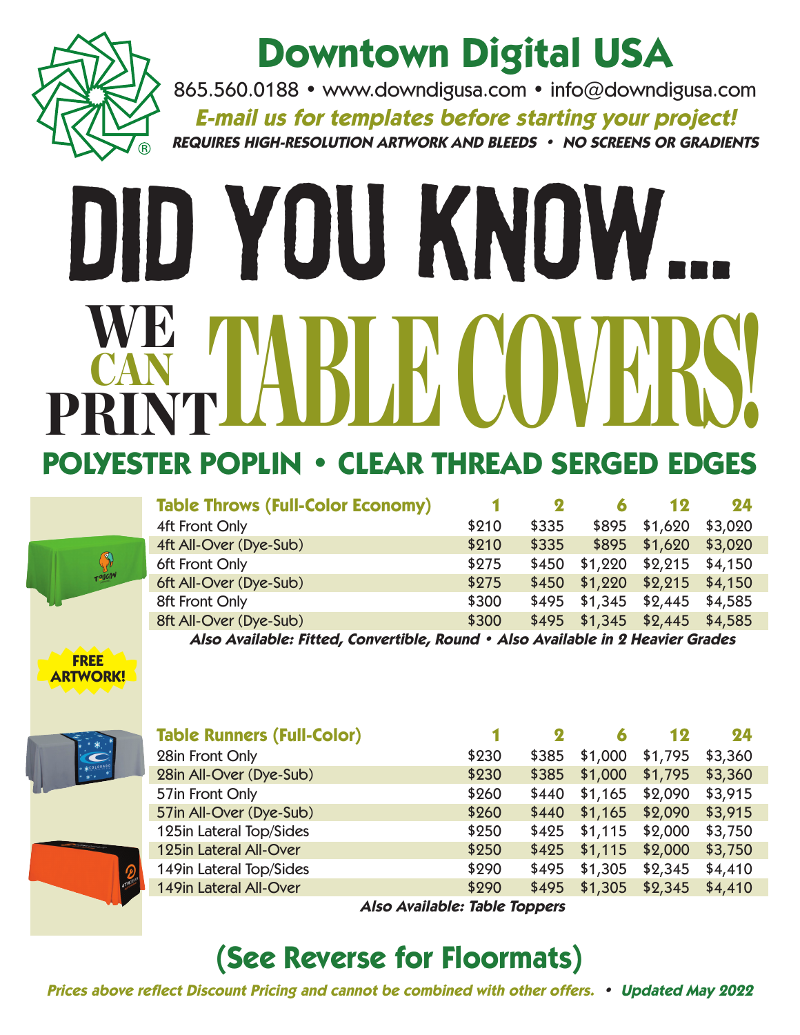# Downtown Digital USA

865.560.0188 • www.downdigusa.com • info@downdigusa.com

***E-mail us for templates before starting your project!***

***REQUIRES HIGH-RESOLUTION ARTWORK AND BLEEDS • NO SCREENS OR GRADIENTS***

# DID YOU KNOW...

# WE CAN PRINT TABLE COVERS!

## POLYESTER POPLIN • CLEAR THREAD SERGED EDGES

**FREE ARTWORK!**

| Table Throws (Full-Color Economy) | 1 | 2 | 6 | 12 | 24 |
|---|---|---|---|---|---|
| 4ft Front Only | $210 | $335 | $895 | $1,620 | $3,020 |
| 4ft All-Over (Dye-Sub) | $210 | $335 | $895 | $1,620 | $3,020 |
| 6ft Front Only | $275 | $450 | $1,220 | $2,215 | $4,150 |
| 6ft All-Over (Dye-Sub) | $275 | $450 | $1,220 | $2,215 | $4,150 |
| 8ft Front Only | $300 | $495 | $1,345 | $2,445 | $4,585 |
| 8ft All-Over (Dye-Sub) | $300 | $495 | $1,345 | $2,445 | $4,585 |

***Also Available: Fitted, Convertible, Round • Also Available in 2 Heavier Grades***

| Table Runners (Full-Color) | 1 | 2 | 6 | 12 | 24 |
|---|---|---|---|---|---|
| 28in Front Only | $230 | $385 | $1,000 | $1,795 | $3,360 |
| 28in All-Over (Dye-Sub) | $230 | $385 | $1,000 | $1,795 | $3,360 |
| 57in Front Only | $260 | $440 | $1,165 | $2,090 | $3,915 |
| 57in All-Over (Dye-Sub) | $260 | $440 | $1,165 | $2,090 | $3,915 |
| 125in Lateral Top/Sides | $250 | $425 | $1,115 | $2,000 | $3,750 |
| 125in Lateral All-Over | $250 | $425 | $1,115 | $2,000 | $3,750 |
| 149in Lateral Top/Sides | $290 | $495 | $1,305 | $2,345 | $4,410 |
| 149in Lateral All-Over | $290 | $495 | $1,305 | $2,345 | $4,410 |

***Also Available: Table Toppers***

## (See Reverse for Floormats)

***Prices above reflect Discount Pricing and cannot be combined with other offers. • Updated May 2022***